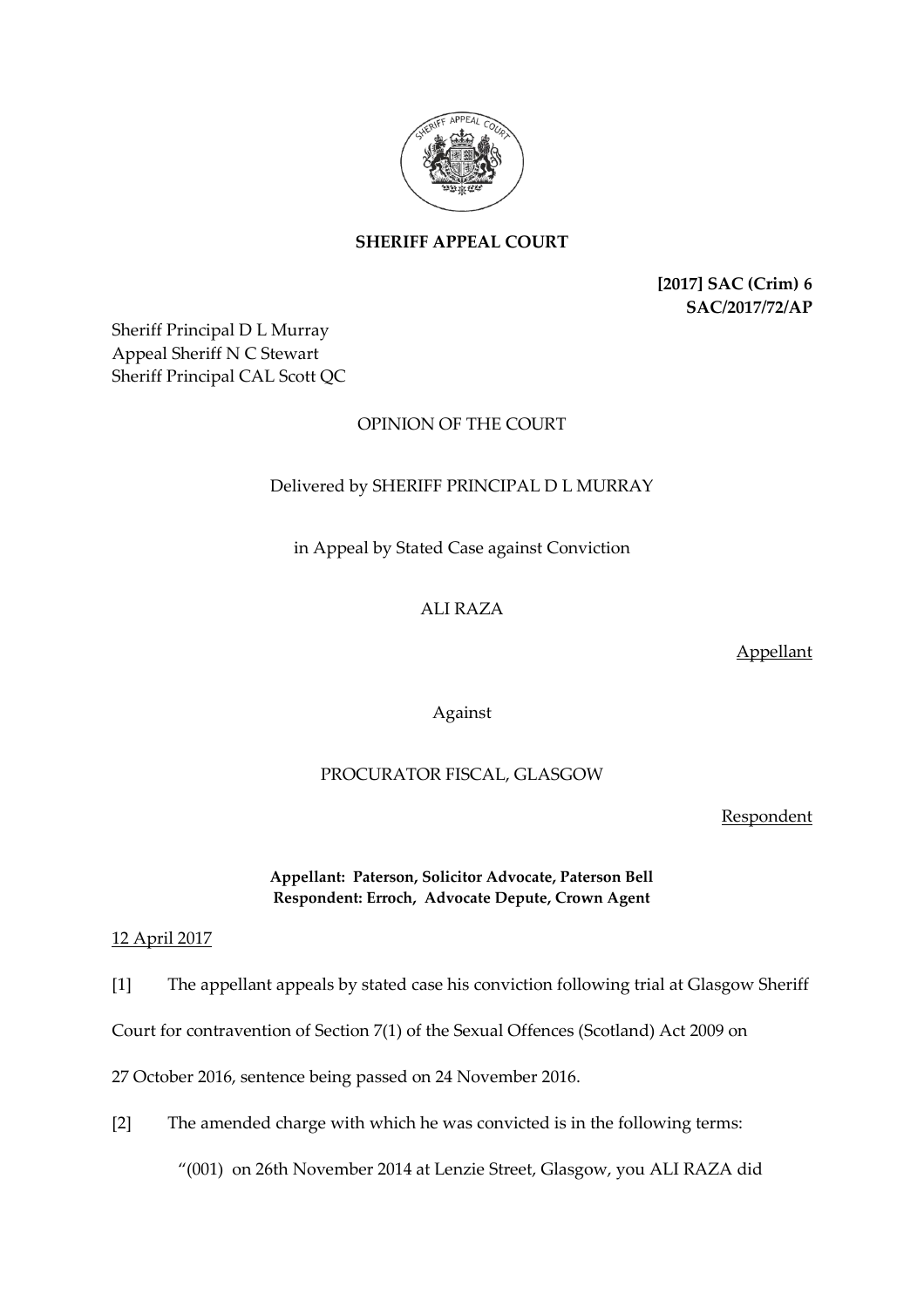**SHERIFF APPEAL COURT**

**[2017] SAC (Crim) 6**
**SAC/2017/72/AP**

Sheriff Principal D L Murray
Appeal Sheriff N C Stewart
Sheriff Principal CAL Scott QC

OPINION OF THE COURT

Delivered by SHERIFF PRINCIPAL D L MURRAY

in Appeal by Stated Case against Conviction

ALI RAZA

Appellant

Against

PROCURATOR FISCAL, GLASGOW

Respondent

**Appellant: Paterson, Solicitor Advocate, Paterson Bell**
**Respondent: Erroch, Advocate Depute, Crown Agent**

12 April 2017

[1] The appellant appeals by stated case his conviction following trial at Glasgow Sheriff Court for contravention of Section 7(1) of the Sexual Offences (Scotland) Act 2009 on 27 October 2016, sentence being passed on 24 November 2016.

[2] The amended charge with which he was convicted is in the following terms:

"(001) on 26th November 2014 at Lenzie Street, Glasgow, you ALI RAZA did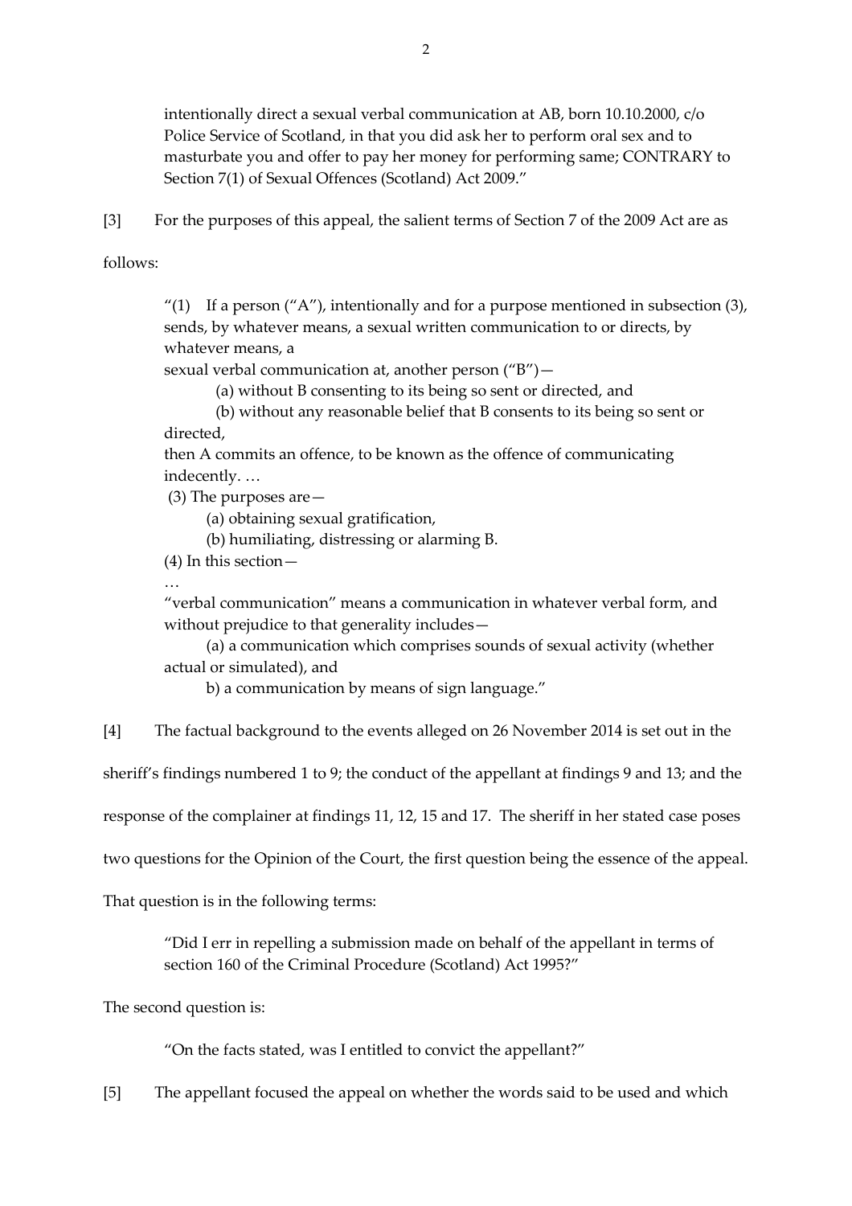intentionally direct a sexual verbal communication at AB, born 10.10.2000, c/o Police Service of Scotland, in that you did ask her to perform oral sex and to masturbate you and offer to pay her money for performing same; CONTRARY to Section 7(1) of Sexual Offences (Scotland) Act 2009."

[3] For the purposes of this appeal, the salient terms of Section 7 of the 2009 Act are as follows:

> "(1) If a person ("A"), intentionally and for a purpose mentioned in subsection (3), sends, by whatever means, a sexual written communication to or directs, by whatever means, a
> sexual verbal communication at, another person ("B")—
>
> (a) without B consenting to its being so sent or directed, and
>
> (b) without any reasonable belief that B consents to its being so sent or directed,
>
> then A commits an offence, to be known as the offence of communicating indecently. …
>
> (3) The purposes are—
>
> (a) obtaining sexual gratification,
>
> (b) humiliating, distressing or alarming B.
>
> (4) In this section—
>
> …
>
> "verbal communication" means a communication in whatever verbal form, and without prejudice to that generality includes—
>
> (a) a communication which comprises sounds of sexual activity (whether actual or simulated), and
>
> b) a communication by means of sign language."

[4] The factual background to the events alleged on 26 November 2014 is set out in the sheriff's findings numbered 1 to 9; the conduct of the appellant at findings 9 and 13; and the response of the complainer at findings 11, 12, 15 and 17. The sheriff in her stated case poses two questions for the Opinion of the Court, the first question being the essence of the appeal. That question is in the following terms:

> "Did I err in repelling a submission made on behalf of the appellant in terms of section 160 of the Criminal Procedure (Scotland) Act 1995?"

The second question is:

> "On the facts stated, was I entitled to convict the appellant?"

[5] The appellant focused the appeal on whether the words said to be used and which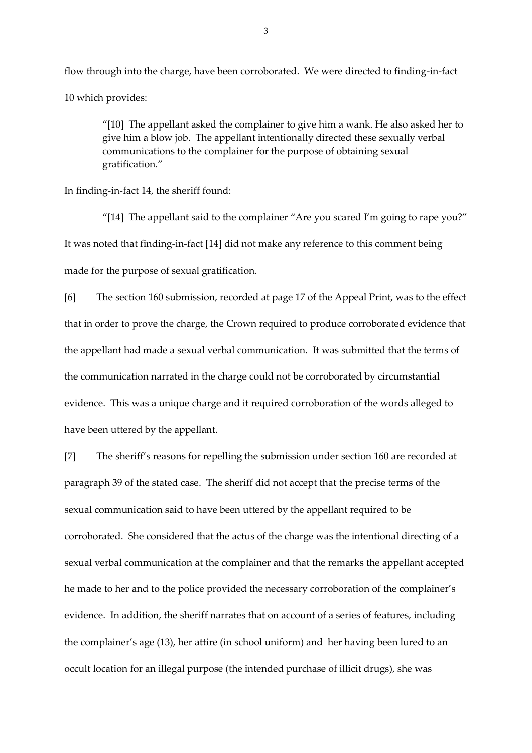flow through into the charge, have been corroborated. We were directed to finding-in-fact 10 which provides:

> "[10] The appellant asked the complainer to give him a wank. He also asked her to give him a blow job. The appellant intentionally directed these sexually verbal communications to the complainer for the purpose of obtaining sexual gratification."

In finding-in-fact 14, the sheriff found:

> "[14] The appellant said to the complainer "Are you scared I'm going to rape you?"

It was noted that finding-in-fact [14] did not make any reference to this comment being made for the purpose of sexual gratification.

[6] The section 160 submission, recorded at page 17 of the Appeal Print, was to the effect that in order to prove the charge, the Crown required to produce corroborated evidence that the appellant had made a sexual verbal communication. It was submitted that the terms of the communication narrated in the charge could not be corroborated by circumstantial evidence. This was a unique charge and it required corroboration of the words alleged to have been uttered by the appellant.

[7] The sheriff's reasons for repelling the submission under section 160 are recorded at paragraph 39 of the stated case. The sheriff did not accept that the precise terms of the sexual communication said to have been uttered by the appellant required to be corroborated. She considered that the actus of the charge was the intentional directing of a sexual verbal communication at the complainer and that the remarks the appellant accepted he made to her and to the police provided the necessary corroboration of the complainer's evidence. In addition, the sheriff narrates that on account of a series of features, including the complainer's age (13), her attire (in school uniform) and her having been lured to an occult location for an illegal purpose (the intended purchase of illicit drugs), she was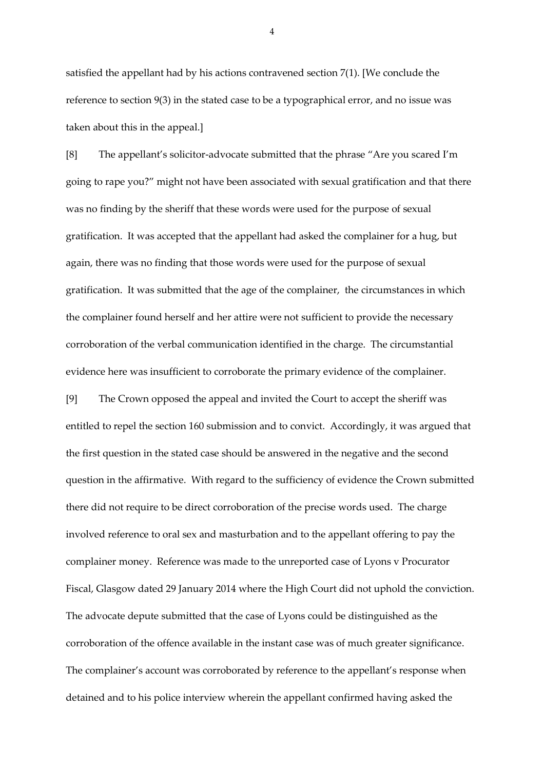satisfied the appellant had by his actions contravened section 7(1). [We conclude the reference to section 9(3) in the stated case to be a typographical error, and no issue was taken about this in the appeal.]

[8] The appellant's solicitor-advocate submitted that the phrase "Are you scared I'm going to rape you?" might not have been associated with sexual gratification and that there was no finding by the sheriff that these words were used for the purpose of sexual gratification. It was accepted that the appellant had asked the complainer for a hug, but again, there was no finding that those words were used for the purpose of sexual gratification. It was submitted that the age of the complainer, the circumstances in which the complainer found herself and her attire were not sufficient to provide the necessary corroboration of the verbal communication identified in the charge. The circumstantial evidence here was insufficient to corroborate the primary evidence of the complainer.

[9] The Crown opposed the appeal and invited the Court to accept the sheriff was entitled to repel the section 160 submission and to convict. Accordingly, it was argued that the first question in the stated case should be answered in the negative and the second question in the affirmative. With regard to the sufficiency of evidence the Crown submitted there did not require to be direct corroboration of the precise words used. The charge involved reference to oral sex and masturbation and to the appellant offering to pay the complainer money. Reference was made to the unreported case of Lyons v Procurator Fiscal, Glasgow dated 29 January 2014 where the High Court did not uphold the conviction. The advocate depute submitted that the case of Lyons could be distinguished as the corroboration of the offence available in the instant case was of much greater significance. The complainer's account was corroborated by reference to the appellant's response when detained and to his police interview wherein the appellant confirmed having asked the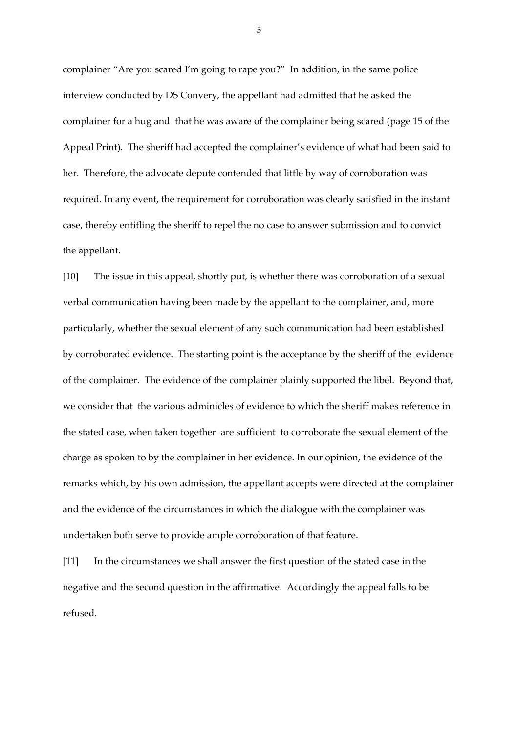complainer "Are you scared I'm going to rape you?" In addition, in the same police interview conducted by DS Convery, the appellant had admitted that he asked the complainer for a hug and that he was aware of the complainer being scared (page 15 of the Appeal Print). The sheriff had accepted the complainer's evidence of what had been said to her. Therefore, the advocate depute contended that little by way of corroboration was required. In any event, the requirement for corroboration was clearly satisfied in the instant case, thereby entitling the sheriff to repel the no case to answer submission and to convict the appellant.

[10] The issue in this appeal, shortly put, is whether there was corroboration of a sexual verbal communication having been made by the appellant to the complainer, and, more particularly, whether the sexual element of any such communication had been established by corroborated evidence. The starting point is the acceptance by the sheriff of the evidence of the complainer. The evidence of the complainer plainly supported the libel. Beyond that, we consider that the various adminicles of evidence to which the sheriff makes reference in the stated case, when taken together are sufficient to corroborate the sexual element of the charge as spoken to by the complainer in her evidence. In our opinion, the evidence of the remarks which, by his own admission, the appellant accepts were directed at the complainer and the evidence of the circumstances in which the dialogue with the complainer was undertaken both serve to provide ample corroboration of that feature.

[11] In the circumstances we shall answer the first question of the stated case in the negative and the second question in the affirmative. Accordingly the appeal falls to be refused.